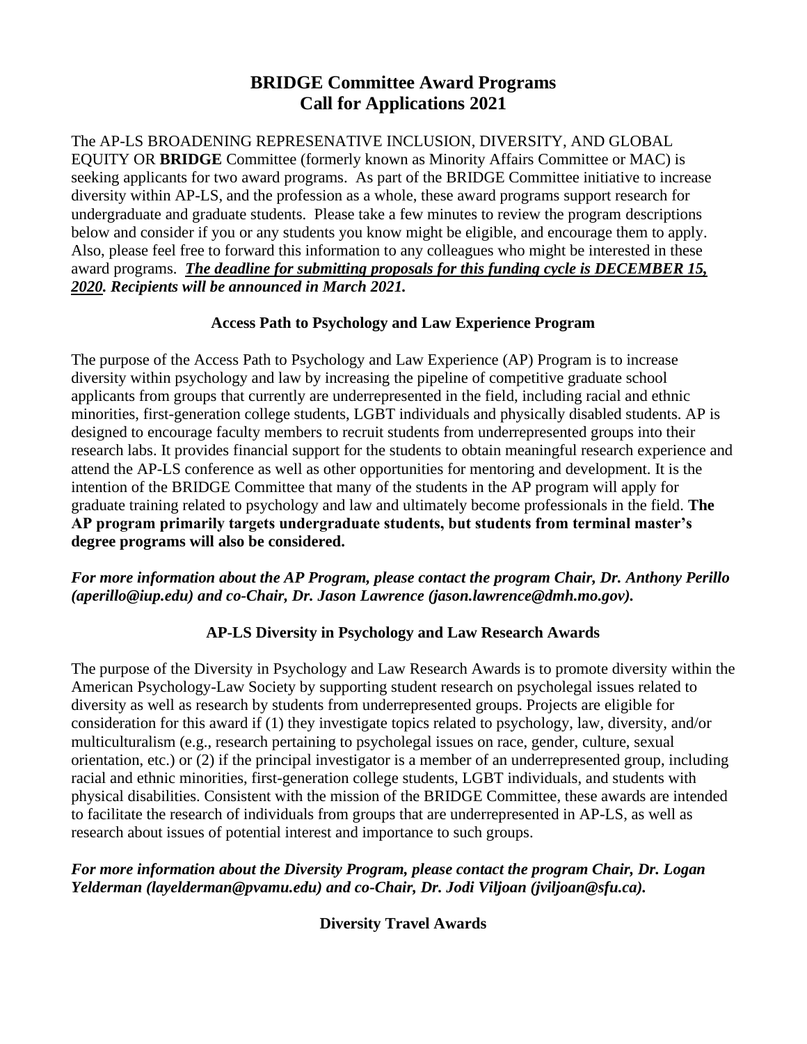# BRIDGE Committee Award Programs
# Call for Applications 2021

The AP-LS BROADENING REPRESENATIVE INCLUSION, DIVERSITY, AND GLOBAL EQUITY OR **BRIDGE** Committee (formerly known as Minority Affairs Committee or MAC) is seeking applicants for two award programs. As part of the BRIDGE Committee initiative to increase diversity within AP-LS, and the profession as a whole, these award programs support research for undergraduate and graduate students. Please take a few minutes to review the program descriptions below and consider if you or any students you know might be eligible, and encourage them to apply. Also, please feel free to forward this information to any colleagues who might be interested in these award programs. ***The deadline for submitting proposals for this funding cycle is DECEMBER 15, 2020. Recipients will be announced in March 2021.***

### Access Path to Psychology and Law Experience Program

The purpose of the Access Path to Psychology and Law Experience (AP) Program is to increase diversity within psychology and law by increasing the pipeline of competitive graduate school applicants from groups that currently are underrepresented in the field, including racial and ethnic minorities, first-generation college students, LGBT individuals and physically disabled students. AP is designed to encourage faculty members to recruit students from underrepresented groups into their research labs. It provides financial support for the students to obtain meaningful research experience and attend the AP-LS conference as well as other opportunities for mentoring and development. It is the intention of the BRIDGE Committee that many of the students in the AP program will apply for graduate training related to psychology and law and ultimately become professionals in the field. **The AP program primarily targets undergraduate students, but students from terminal master's degree programs will also be considered.**

***For more information about the AP Program, please contact the program Chair, Dr. Anthony Perillo (aperillo@iup.edu) and co-Chair, Dr. Jason Lawrence (jason.lawrence@dmh.mo.gov).***

### AP-LS Diversity in Psychology and Law Research Awards

The purpose of the Diversity in Psychology and Law Research Awards is to promote diversity within the American Psychology-Law Society by supporting student research on psycholegal issues related to diversity as well as research by students from underrepresented groups. Projects are eligible for consideration for this award if (1) they investigate topics related to psychology, law, diversity, and/or multiculturalism (e.g., research pertaining to psycholegal issues on race, gender, culture, sexual orientation, etc.) or (2) if the principal investigator is a member of an underrepresented group, including racial and ethnic minorities, first-generation college students, LGBT individuals, and students with physical disabilities. Consistent with the mission of the BRIDGE Committee, these awards are intended to facilitate the research of individuals from groups that are underrepresented in AP-LS, as well as research about issues of potential interest and importance to such groups.

***For more information about the Diversity Program, please contact the program Chair, Dr. Logan Yelderman (layelderman@pvamu.edu) and co-Chair, Dr. Jodi Viljoan (jviljoan@sfu.ca).***

### Diversity Travel Awards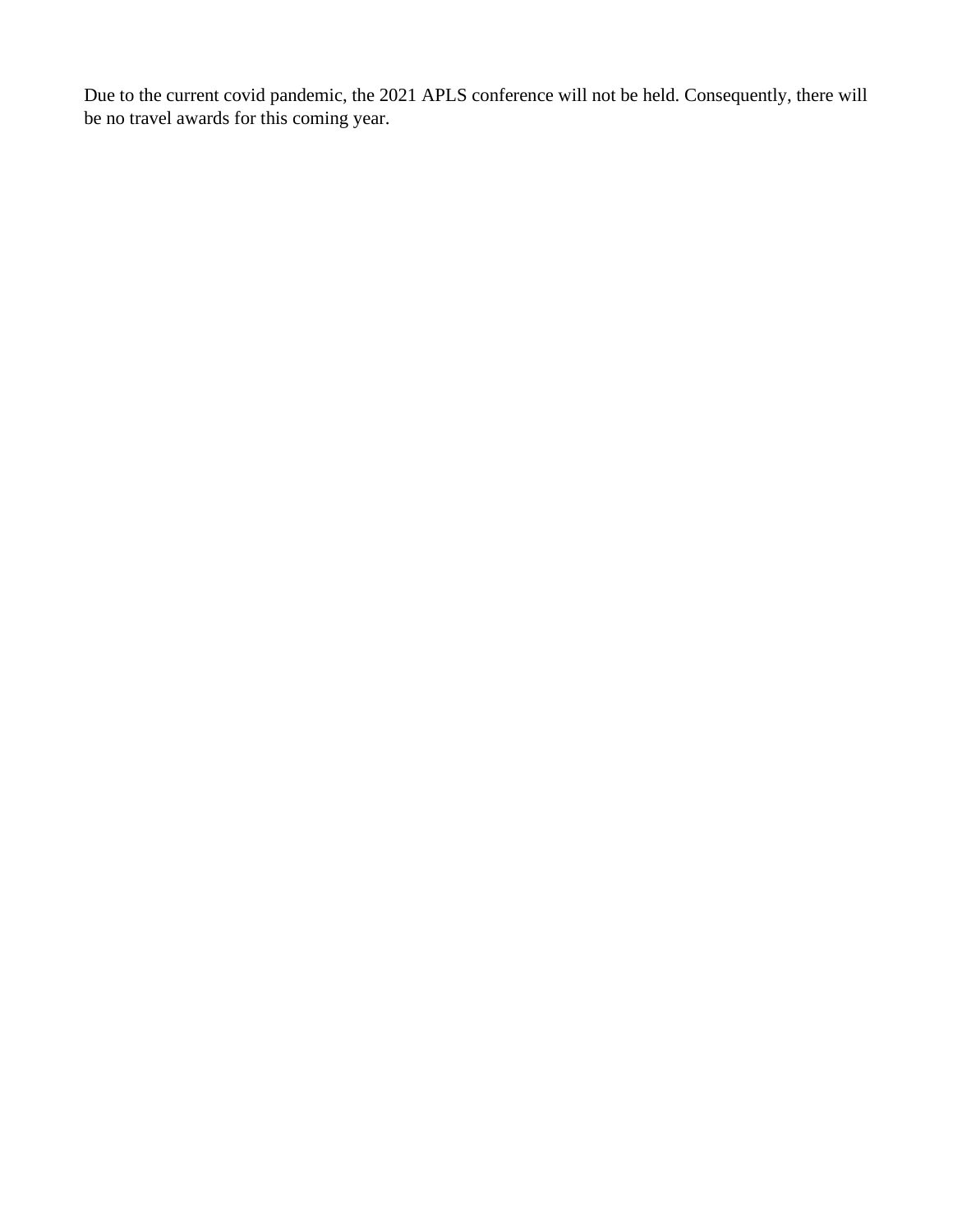Due to the current covid pandemic, the 2021 APLS conference will not be held. Consequently, there will be no travel awards for this coming year.